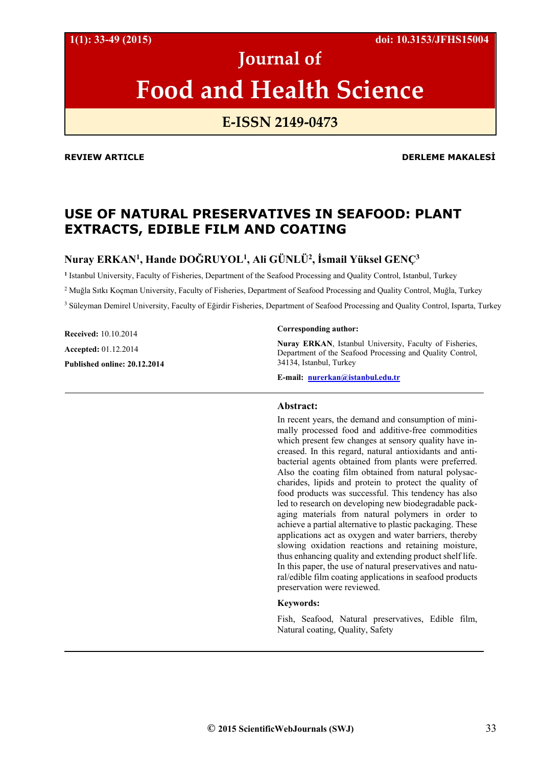REVIEW ARTICLE DERLEME MAKALESİ

# USE OF NATURAL PRESERVATIVES IN SEAFOOD: PLANT EXTRACTS, EDIBLE FILM AND COATING

**Nuray ERKAN[1], Hande DOĞRUYOL[1], Ali GÜNLÜ[2], İsmail Yüksel GENÇ[3]**

[1] Istanbul University, Faculty of Fisheries, Department of the Seafood Processing and Quality Control, Istanbul, Turkey

[2] Muğla Sıtkı Koçman University, Faculty of Fisheries, Department of Seafood Processing and Quality Control, Muğla, Turkey

[3] Süleyman Demirel University, Faculty of Eğirdir Fisheries, Department of Seafood Processing and Quality Control, Isparta, Turkey

**Received:** 10.10.2014

**Accepted:** 01.12.2014

**Published online: 20.12.2014**

**Corresponding author:**

**Nuray ERKAN**, Istanbul University, Faculty of Fisheries, Department of the Seafood Processing and Quality Control, 34134, Istanbul, Turkey

**E-mail:** nurerkan@istanbul.edu.tr

**Abstract:**

In recent years, the demand and consumption of minimally processed food and additive-free commodities which present few changes at sensory quality have increased. In this regard, natural antioxidants and antibacterial agents obtained from plants were preferred. Also the coating film obtained from natural polysaccharides, lipids and protein to protect the quality of food products was successful. This tendency has also led to research on developing new biodegradable packaging materials from natural polymers in order to achieve a partial alternative to plastic packaging. These applications act as oxygen and water barriers, thereby slowing oxidation reactions and retaining moisture, thus enhancing quality and extending product shelf life. In this paper, the use of natural preservatives and natural/edible film coating applications in seafood products preservation were reviewed.

**Keywords:**

Fish, Seafood, Natural preservatives, Edible film, Natural coating, Quality, Safety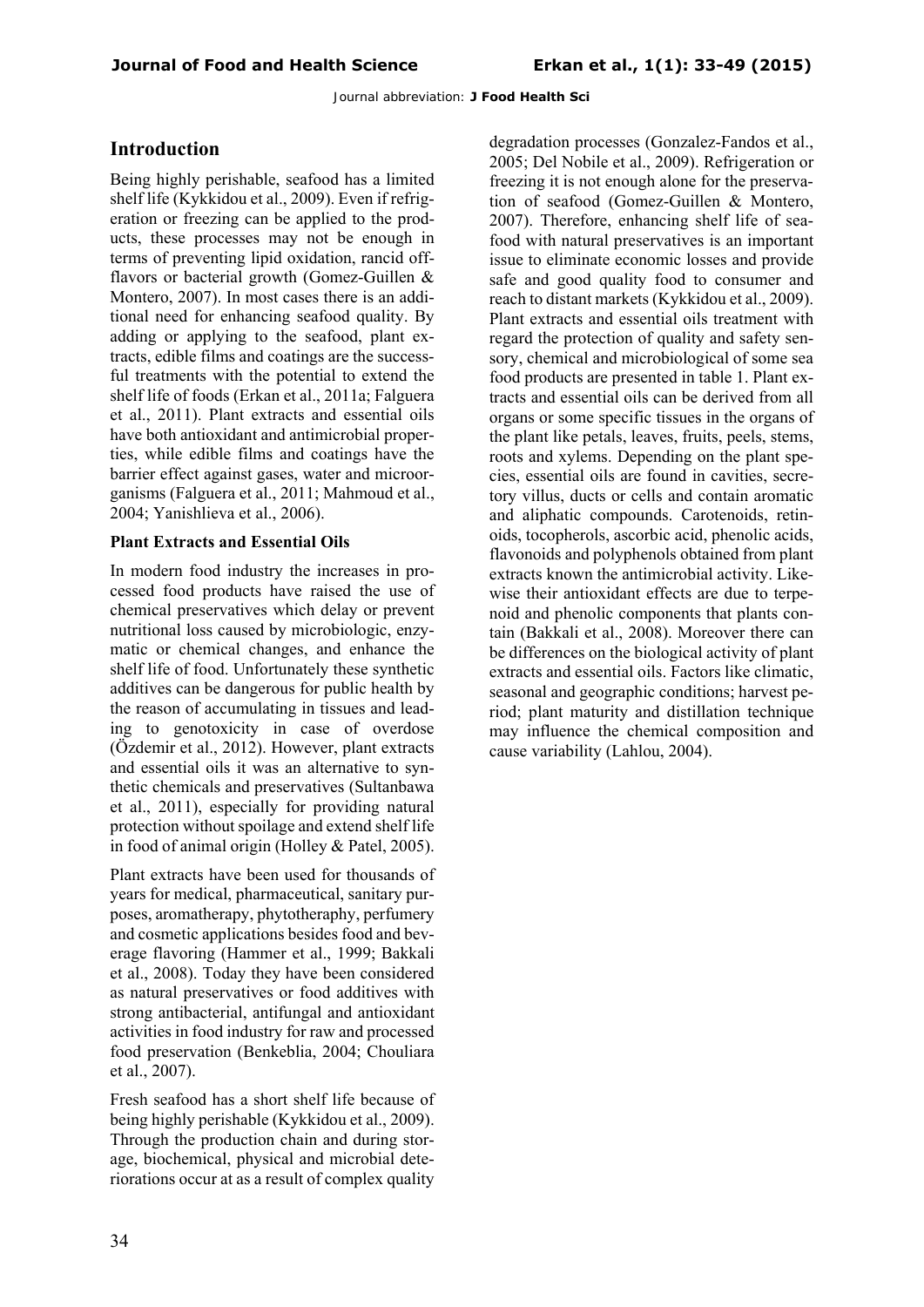## Introduction

Being highly perishable, seafood has a limited shelf life (Kykkidou et al., 2009). Even if refrigeration or freezing can be applied to the products, these processes may not be enough in terms of preventing lipid oxidation, rancid off-flavors or bacterial growth (Gomez-Guillen & Montero, 2007). In most cases there is an additional need for enhancing seafood quality. By adding or applying to the seafood, plant extracts, edible films and coatings are the successful treatments with the potential to extend the shelf life of foods (Erkan et al., 2011a; Falguera et al., 2011). Plant extracts and essential oils have both antioxidant and antimicrobial properties, while edible films and coatings have the barrier effect against gases, water and microorganisms (Falguera et al., 2011; Mahmoud et al., 2004; Yanishlieva et al., 2006).

### Plant Extracts and Essential Oils

In modern food industry the increases in processed food products have raised the use of chemical preservatives which delay or prevent nutritional loss caused by microbiologic, enzymatic or chemical changes, and enhance the shelf life of food. Unfortunately these synthetic additives can be dangerous for public health by the reason of accumulating in tissues and leading to genotoxicity in case of overdose (Özdemir et al., 2012). However, plant extracts and essential oils it was an alternative to synthetic chemicals and preservatives (Sultanbawa et al., 2011), especially for providing natural protection without spoilage and extend shelf life in food of animal origin (Holley & Patel, 2005).

Plant extracts have been used for thousands of years for medical, pharmaceutical, sanitary purposes, aromatherapy, phytotheraphy, perfumery and cosmetic applications besides food and beverage flavoring (Hammer et al., 1999; Bakkali et al., 2008). Today they have been considered as natural preservatives or food additives with strong antibacterial, antifungal and antioxidant activities in food industry for raw and processed food preservation (Benkeblia, 2004; Chouliara et al., 2007).

Fresh seafood has a short shelf life because of being highly perishable (Kykkidou et al., 2009). Through the production chain and during storage, biochemical, physical and microbial deteriorations occur at as a result of complex quality degradation processes (Gonzalez-Fandos et al., 2005; Del Nobile et al., 2009). Refrigeration or freezing it is not enough alone for the preservation of seafood (Gomez-Guillen & Montero, 2007). Therefore, enhancing shelf life of seafood with natural preservatives is an important issue to eliminate economic losses and provide safe and good quality food to consumer and reach to distant markets (Kykkidou et al., 2009). Plant extracts and essential oils treatment with regard the protection of quality and safety sensory, chemical and microbiological of some sea food products are presented in table 1. Plant extracts and essential oils can be derived from all organs or some specific tissues in the organs of the plant like petals, leaves, fruits, peels, stems, roots and xylems. Depending on the plant species, essential oils are found in cavities, secretory villus, ducts or cells and contain aromatic and aliphatic compounds. Carotenoids, retinoids, tocopherols, ascorbic acid, phenolic acids, flavonoids and polyphenols obtained from plant extracts known the antimicrobial activity. Likewise their antioxidant effects are due to terpenoid and phenolic components that plants contain (Bakkali et al., 2008). Moreover there can be differences on the biological activity of plant extracts and essential oils. Factors like climatic, seasonal and geographic conditions; harvest period; plant maturity and distillation technique may influence the chemical composition and cause variability (Lahlou, 2004).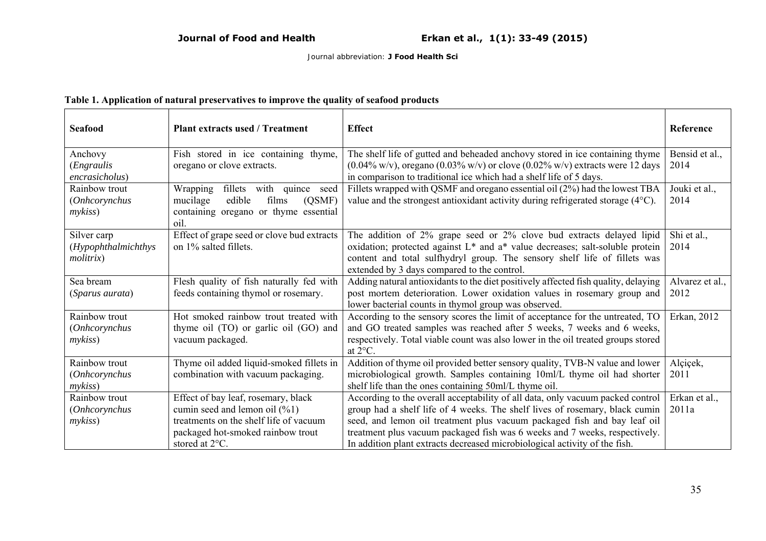**Table 1. Application of natural preservatives to improve the quality of seafood products**

| Seafood | Plant extracts used / Treatment | Effect | Reference |
|---|---|---|---|
| Anchovy (*Engraulis encrasicholus*) | Fish stored in ice containing thyme, oregano or clove extracts. | The shelf life of gutted and beheaded anchovy stored in ice containing thyme (0.04% w/v), oregano (0.03% w/v) or clove (0.02% w/v) extracts were 12 days in comparison to traditional ice which had a shelf life of 5 days. | Bensid et al., 2014 |
| Rainbow trout (*Onhcorynchus mykiss*) | Wrapping fillets with quince seed mucilage edible films (QSMF) containing oregano or thyme essential oil. | Fillets wrapped with QSMF and oregano essential oil (2%) had the lowest TBA value and the strongest antioxidant activity during refrigerated storage (4°C). | Jouki et al., 2014 |
| Silver carp (*Hypophthalmichthys molitrix*) | Effect of grape seed or clove bud extracts on 1% salted fillets. | The addition of 2% grape seed or 2% clove bud extracts delayed lipid oxidation; protected against L* and a* value decreases; salt-soluble protein content and total sulfhydryl group. The sensory shelf life of fillets was extended by 3 days compared to the control. | Shi et al., 2014 |
| Sea bream (*Sparus aurata*) | Flesh quality of fish naturally fed with feeds containing thymol or rosemary. | Adding natural antioxidants to the diet positively affected fish quality, delaying post mortem deterioration. Lower oxidation values in rosemary group and lower bacterial counts in thymol group was observed. | Alvarez et al., 2012 |
| Rainbow trout (*Onhcorynchus mykiss*) | Hot smoked rainbow trout treated with thyme oil (TO) or garlic oil (GO) and vacuum packaged. | According to the sensory scores the limit of acceptance for the untreated, TO and GO treated samples was reached after 5 weeks, 7 weeks and 6 weeks, respectively. Total viable count was also lower in the oil treated groups stored at 2°C. | Erkan, 2012 |
| Rainbow trout (*Onhcorynchus mykiss*) | Thyme oil added liquid-smoked fillets in combination with vacuum packaging. | Addition of thyme oil provided better sensory quality, TVB-N value and lower microbiological growth. Samples containing 10ml/L thyme oil had shorter shelf life than the ones containing 50ml/L thyme oil. | Alçiçek, 2011 |
| Rainbow trout (*Onhcorynchus mykiss*) | Effect of bay leaf, rosemary, black cumin seed and lemon oil (%1) treatments on the shelf life of vacuum packaged hot-smoked rainbow trout stored at 2°C. | According to the overall acceptability of all data, only vacuum packed control group had a shelf life of 4 weeks. The shelf lives of rosemary, black cumin seed, and lemon oil treatment plus vacuum packaged fish and bay leaf oil treatment plus vacuum packaged fish was 6 weeks and 7 weeks, respectively. In addition plant extracts decreased microbiological activity of the fish. | Erkan et al., 2011a |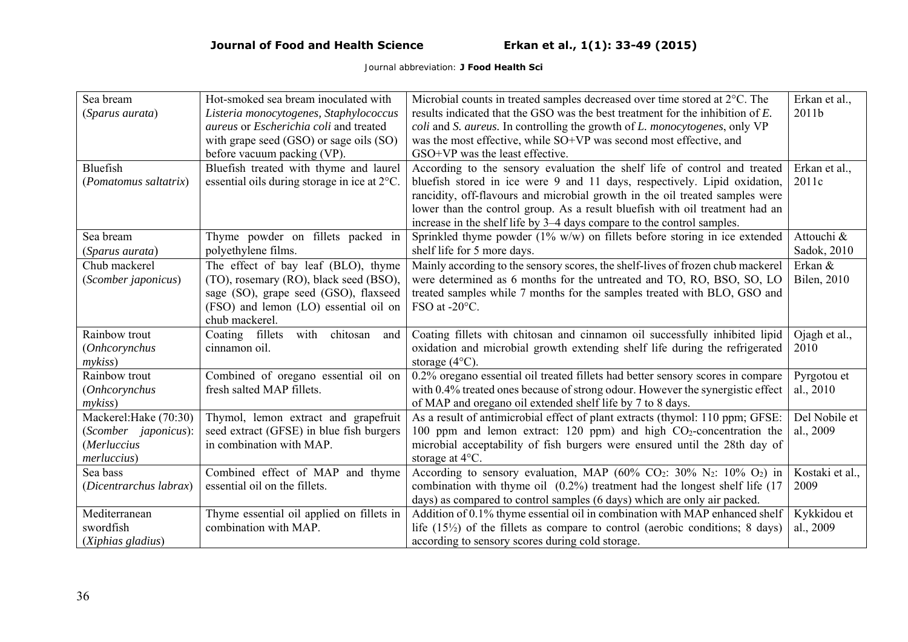| Sea bream (*Sparus aurata*) | Hot-smoked sea bream inoculated with *Listeria monocytogenes, Staphylococcus aureus* or *Escherichia coli* and treated with grape seed (GSO) or sage oils (SO) before vacuum packing (VP). | Microbial counts in treated samples decreased over time stored at 2°C. The results indicated that the GSO was the best treatment for the inhibition of *E. coli* and *S. aureus*. In controlling the growth of *L. monocytogenes*, only VP was the most effective, while SO+VP was second most effective, and GSO+VP was the least effective. | Erkan et al., 2011b |
|---|---|---|---|
| Bluefish (*Pomatomus saltatrix*) | Bluefish treated with thyme and laurel essential oils during storage in ice at 2°C. | According to the sensory evaluation the shelf life of control and treated bluefish stored in ice were 9 and 11 days, respectively. Lipid oxidation, rancidity, off-flavours and microbial growth in the oil treated samples were lower than the control group. As a result bluefish with oil treatment had an increase in the shelf life by 3–4 days compare to the control samples. | Erkan et al., 2011c |
| Sea bream (*Sparus aurata*) | Thyme powder on fillets packed in polyethylene films. | Sprinkled thyme powder (1% w/w) on fillets before storing in ice extended shelf life for 5 more days. | Attouchi & Sadok, 2010 |
| Chub mackerel (*Scomber japonicus*) | The effect of bay leaf (BLO), thyme (TO), rosemary (RO), black seed (BSO), sage (SO), grape seed (GSO), flaxseed (FSO) and lemon (LO) essential oil on chub mackerel. | Mainly according to the sensory scores, the shelf-lives of frozen chub mackerel were determined as 6 months for the untreated and TO, RO, BSO, SO, LO treated samples while 7 months for the samples treated with BLO, GSO and FSO at -20°C. | Erkan & Bilen, 2010 |
| Rainbow trout (*Onhcorynchus mykiss*) | Coating fillets with chitosan and cinnamon oil. | Coating fillets with chitosan and cinnamon oil successfully inhibited lipid oxidation and microbial growth extending shelf life during the refrigerated storage (4°C). | Ojagh et al., 2010 |
| Rainbow trout (*Onhcorynchus mykiss*) | Combined of oregano essential oil on fresh salted MAP fillets. | 0.2% oregano essential oil treated fillets had better sensory scores in compare with 0.4% treated ones because of strong odour. However the synergistic effect of MAP and oregano oil extended shelf life by 7 to 8 days. | Pyrgotou et al., 2010 |
| Mackerel:Hake (70:30) (*Scomber japonicus*): (*Merluccius merluccius*) | Thymol, lemon extract and grapefruit seed extract (GFSE) in blue fish burgers in combination with MAP. | As a result of antimicrobial effect of plant extracts (thymol: 110 ppm; GFSE: 100 ppm and lemon extract: 120 ppm) and high $CO_2$-concentration the microbial acceptability of fish burgers were ensured until the 28th day of storage at 4°C. | Del Nobile et al., 2009 |
| Sea bass (*Dicentrarchus labrax*) | Combined effect of MAP and thyme essential oil on the fillets. | According to sensory evaluation, MAP (60% $CO_2$: 30% $N_2$: 10% $O_2$) in combination with thyme oil (0.2%) treatment had the longest shelf life (17 days) as compared to control samples (6 days) which are only air packed. | Kostaki et al., 2009 |
| Mediterranean swordfish (*Xiphias gladius*) | Thyme essential oil applied on fillets in combination with MAP. | Addition of 0.1% thyme essential oil in combination with MAP enhanced shelf life (15½) of the fillets as compare to control (aerobic conditions; 8 days) according to sensory scores during cold storage. | Kykkidou et al., 2009 |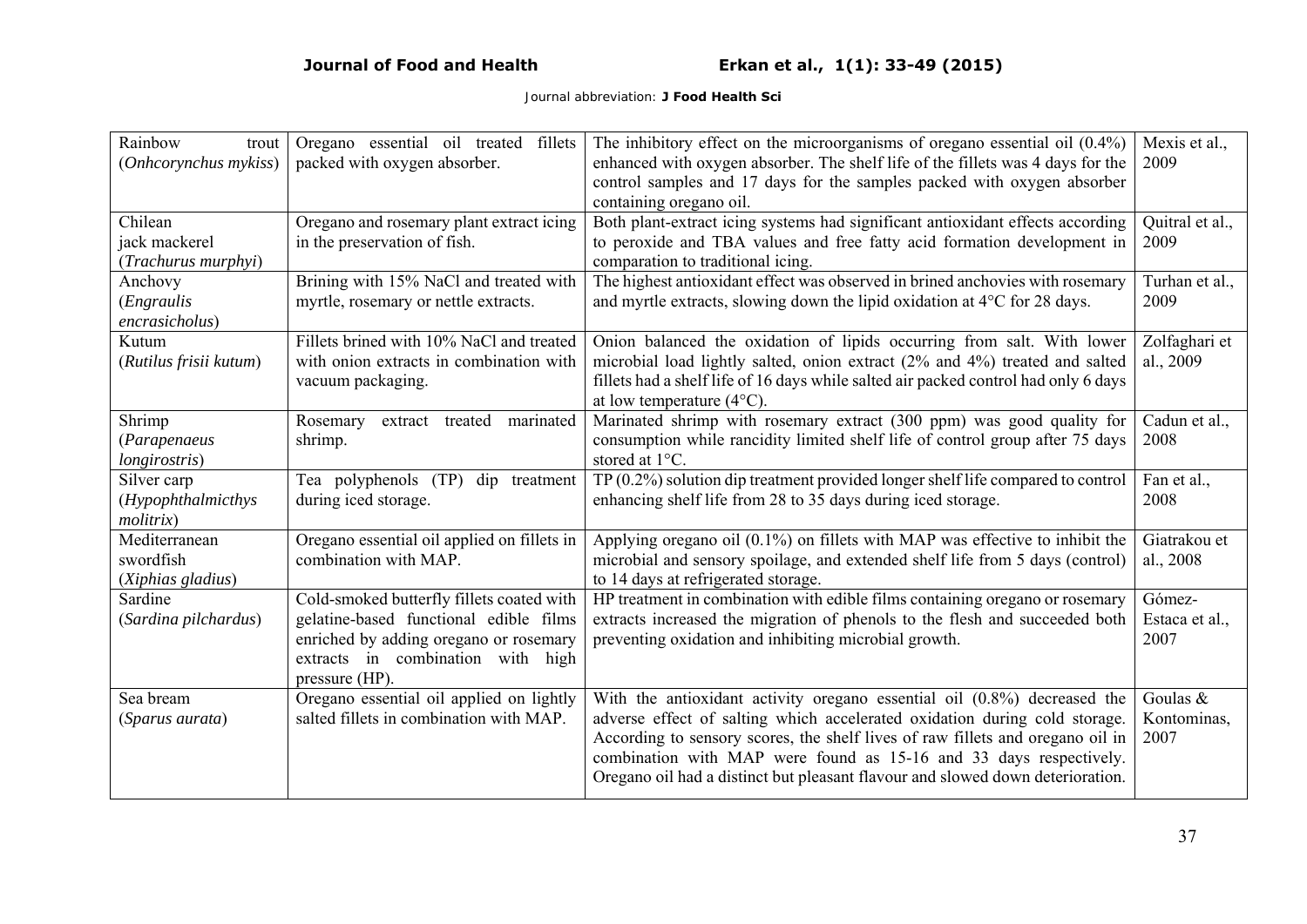| Rainbow trout (*Onhcorynchus mykiss*) | Oregano essential oil treated fillets packed with oxygen absorber. | The inhibitory effect on the microorganisms of oregano essential oil (0.4%) enhanced with oxygen absorber. The shelf life of the fillets was 4 days for the control samples and 17 days for the samples packed with oxygen absorber containing oregano oil. | Mexis et al., 2009 |
|---|---|---|---|
| Chilean jack mackerel (*Trachurus murphyi*) | Oregano and rosemary plant extract icing in the preservation of fish. | Both plant-extract icing systems had significant antioxidant effects according to peroxide and TBA values and free fatty acid formation development in comparation to traditional icing. | Quitral et al., 2009 |
| Anchovy (*Engraulis encrasicholus*) | Brining with 15% NaCl and treated with myrtle, rosemary or nettle extracts. | The highest antioxidant effect was observed in brined anchovies with rosemary and myrtle extracts, slowing down the lipid oxidation at 4°C for 28 days. | Turhan et al., 2009 |
| Kutum (*Rutilus frisii kutum*) | Fillets brined with 10% NaCl and treated with onion extracts in combination with vacuum packaging. | Onion balanced the oxidation of lipids occurring from salt. With lower microbial load lightly salted, onion extract (2% and 4%) treated and salted fillets had a shelf life of 16 days while salted air packed control had only 6 days at low temperature (4°C). | Zolfaghari et al., 2009 |
| Shrimp (*Parapenaeus longirostris*) | Rosemary extract treated marinated shrimp. | Marinated shrimp with rosemary extract (300 ppm) was good quality for consumption while rancidity limited shelf life of control group after 75 days stored at 1°C. | Cadun et al., 2008 |
| Silver carp (*Hypophthalmicthys molitrix*) | Tea polyphenols (TP) dip treatment during iced storage. | TP (0.2%) solution dip treatment provided longer shelf life compared to control enhancing shelf life from 28 to 35 days during iced storage. | Fan et al., 2008 |
| Mediterranean swordfish (*Xiphias gladius*) | Oregano essential oil applied on fillets in combination with MAP. | Applying oregano oil (0.1%) on fillets with MAP was effective to inhibit the microbial and sensory spoilage, and extended shelf life from 5 days (control) to 14 days at refrigerated storage. | Giatrakou et al., 2008 |
| Sardine (*Sardina pilchardus*) | Cold-smoked butterfly fillets coated with gelatine-based functional edible films enriched by adding oregano or rosemary extracts in combination with high pressure (HP). | HP treatment in combination with edible films containing oregano or rosemary extracts increased the migration of phenols to the flesh and succeeded both preventing oxidation and inhibiting microbial growth. | Gómez-Estaca et al., 2007 |
| Sea bream (*Sparus aurata*) | Oregano essential oil applied on lightly salted fillets in combination with MAP. | With the antioxidant activity oregano essential oil (0.8%) decreased the adverse effect of salting which accelerated oxidation during cold storage. According to sensory scores, the shelf lives of raw fillets and oregano oil in combination with MAP were found as 15-16 and 33 days respectively. Oregano oil had a distinct but pleasant flavour and slowed down deterioration. | Goulas & Kontominas, 2007 |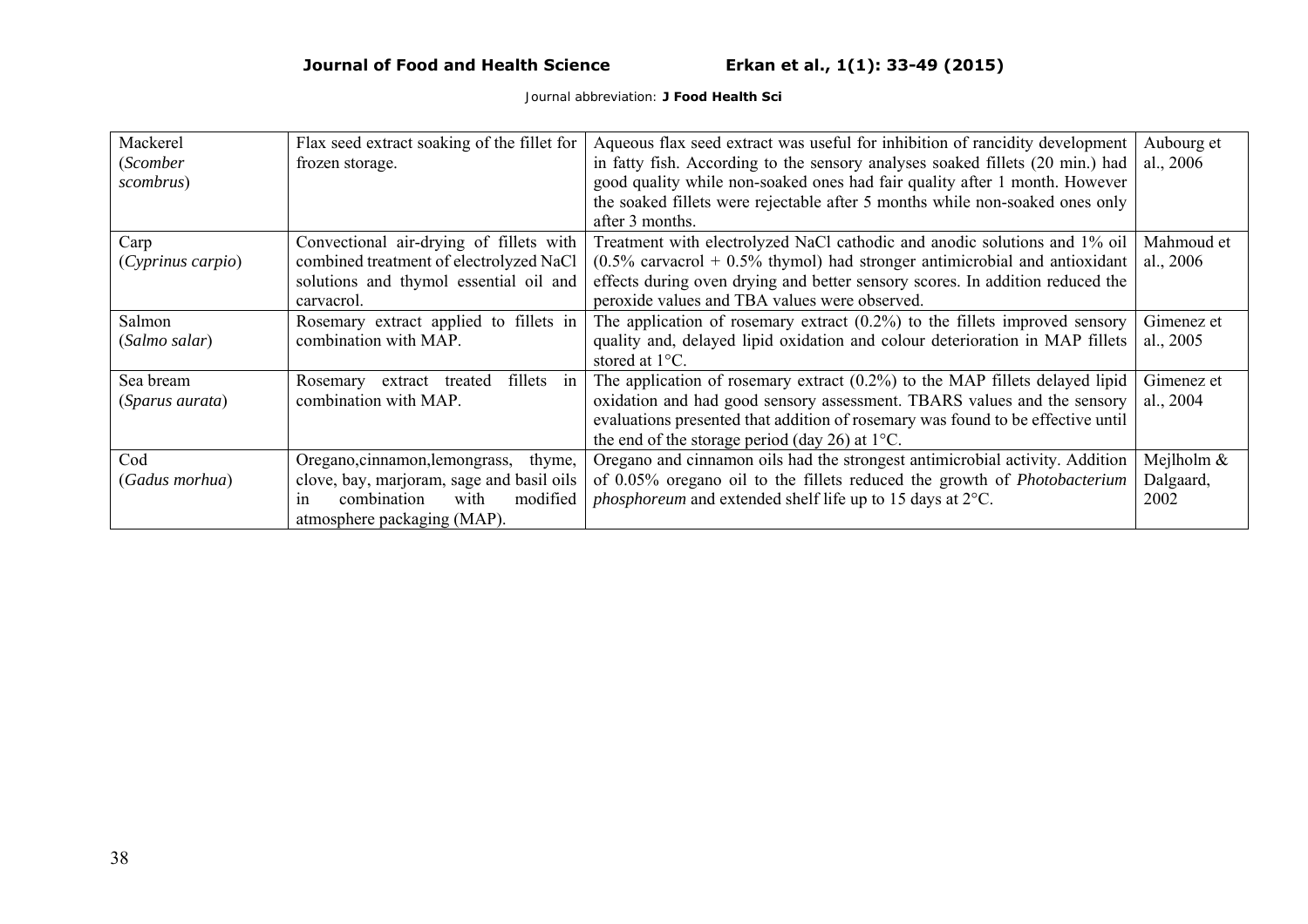| | | | |
|---|---|---|---|
| Mackerel (*Scomber scombrus*) | Flax seed extract soaking of the fillet for frozen storage. | Aqueous flax seed extract was useful for inhibition of rancidity development in fatty fish. According to the sensory analyses soaked fillets (20 min.) had good quality while non-soaked ones had fair quality after 1 month. However the soaked fillets were rejectable after 5 months while non-soaked ones only after 3 months. | Aubourg et al., 2006 |
| Carp (*Cyprinus carpio*) | Convectional air-drying of fillets with combined treatment of electrolyzed NaCl solutions and thymol essential oil and carvacrol. | Treatment with electrolyzed NaCl cathodic and anodic solutions and 1% oil (0.5% carvacrol + 0.5% thymol) had stronger antimicrobial and antioxidant effects during oven drying and better sensory scores. In addition reduced the peroxide values and TBA values were observed. | Mahmoud et al., 2006 |
| Salmon (*Salmo salar*) | Rosemary extract applied to fillets in combination with MAP. | The application of rosemary extract (0.2%) to the fillets improved sensory quality and, delayed lipid oxidation and colour deterioration in MAP fillets stored at 1°C. | Gimenez et al., 2005 |
| Sea bream (*Sparus aurata*) | Rosemary extract treated fillets in combination with MAP. | The application of rosemary extract (0.2%) to the MAP fillets delayed lipid oxidation and had good sensory assessment. TBARS values and the sensory evaluations presented that addition of rosemary was found to be effective until the end of the storage period (day 26) at 1°C. | Gimenez et al., 2004 |
| Cod (*Gadus morhua*) | Oregano,cinnamon,lemongrass, thyme, clove, bay, marjoram, sage and basil oils in combination with modified atmosphere packaging (MAP). | Oregano and cinnamon oils had the strongest antimicrobial activity. Addition of 0.05% oregano oil to the fillets reduced the growth of *Photobacterium phosphoreum* and extended shelf life up to 15 days at 2°C. | Mejlholm & Dalgaard, 2002 |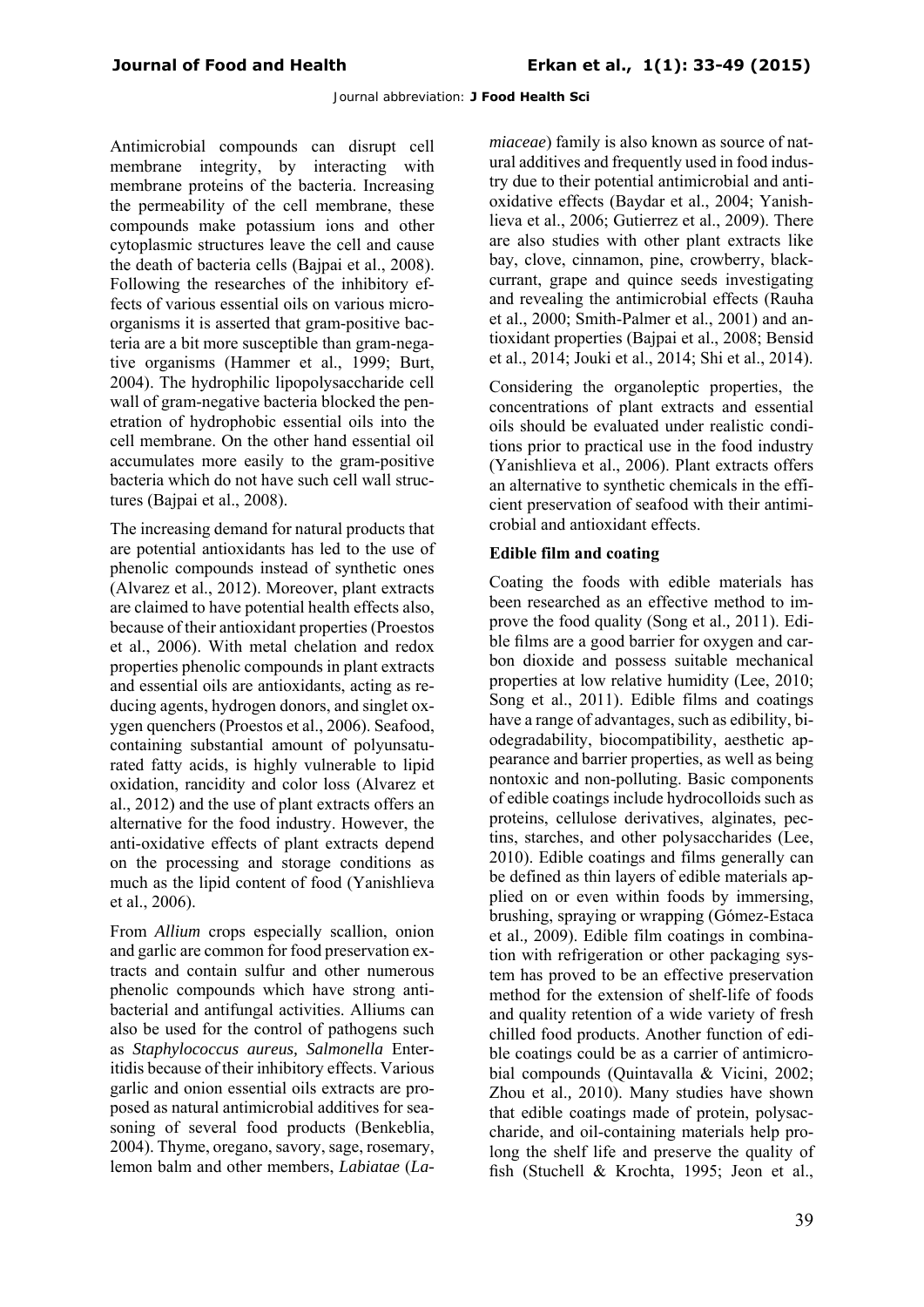Antimicrobial compounds can disrupt cell membrane integrity, by interacting with membrane proteins of the bacteria. Increasing the permeability of the cell membrane, these compounds make potassium ions and other cytoplasmic structures leave the cell and cause the death of bacteria cells (Bajpai et al., 2008). Following the researches of the inhibitory effects of various essential oils on various microorganisms it is asserted that gram-positive bacteria are a bit more susceptible than gram-negative organisms (Hammer et al., 1999; Burt, 2004). The hydrophilic lipopolysaccharide cell wall of gram-negative bacteria blocked the penetration of hydrophobic essential oils into the cell membrane. On the other hand essential oil accumulates more easily to the gram-positive bacteria which do not have such cell wall structures (Bajpai et al., 2008).

The increasing demand for natural products that are potential antioxidants has led to the use of phenolic compounds instead of synthetic ones (Alvarez et al., 2012). Moreover, plant extracts are claimed to have potential health effects also, because of their antioxidant properties (Proestos et al., 2006). With metal chelation and redox properties phenolic compounds in plant extracts and essential oils are antioxidants, acting as reducing agents, hydrogen donors, and singlet oxygen quenchers (Proestos et al., 2006). Seafood, containing substantial amount of polyunsaturated fatty acids, is highly vulnerable to lipid oxidation, rancidity and color loss (Alvarez et al., 2012) and the use of plant extracts offers an alternative for the food industry. However, the anti-oxidative effects of plant extracts depend on the processing and storage conditions as much as the lipid content of food (Yanishlieva et al., 2006).

From *Allium* crops especially scallion, onion and garlic are common for food preservation extracts and contain sulfur and other numerous phenolic compounds which have strong antibacterial and antifungal activities. Alliums can also be used for the control of pathogens such as *Staphylococcus aureus, Salmonella* Enteritidis because of their inhibitory effects. Various garlic and onion essential oils extracts are proposed as natural antimicrobial additives for seasoning of several food products (Benkeblia, 2004). Thyme, oregano, savory, sage, rosemary, lemon balm and other members, *Labiatae* (*Lamiaceae*) family is also known as source of natural additives and frequently used in food industry due to their potential antimicrobial and antioxidative effects (Baydar et al., 2004; Yanishlieva et al., 2006; Gutierrez et al., 2009). There are also studies with other plant extracts like bay, clove, cinnamon, pine, crowberry, blackcurrant, grape and quince seeds investigating and revealing the antimicrobial effects (Rauha et al., 2000; Smith-Palmer et al., 2001) and antioxidant properties (Bajpai et al., 2008; Bensid et al., 2014; Jouki et al., 2014; Shi et al., 2014).

Considering the organoleptic properties, the concentrations of plant extracts and essential oils should be evaluated under realistic conditions prior to practical use in the food industry (Yanishlieva et al., 2006). Plant extracts offers an alternative to synthetic chemicals in the efficient preservation of seafood with their antimicrobial and antioxidant effects.

**Edible film and coating**

Coating the foods with edible materials has been researched as an effective method to improve the food quality (Song et al., 2011). Edible films are a good barrier for oxygen and carbon dioxide and possess suitable mechanical properties at low relative humidity (Lee, 2010; Song et al., 2011). Edible films and coatings have a range of advantages, such as edibility, biodegradability, biocompatibility, aesthetic appearance and barrier properties, as well as being nontoxic and non-polluting. Basic components of edible coatings include hydrocolloids such as proteins, cellulose derivatives, alginates, pectins, starches, and other polysaccharides (Lee, 2010). Edible coatings and films generally can be defined as thin layers of edible materials applied on or even within foods by immersing, brushing, spraying or wrapping (Gómez-Estaca et al., 2009). Edible film coatings in combination with refrigeration or other packaging system has proved to be an effective preservation method for the extension of shelf-life of foods and quality retention of a wide variety of fresh chilled food products. Another function of edible coatings could be as a carrier of antimicrobial compounds (Quintavalla & Vicini, 2002; Zhou et al., 2010). Many studies have shown that edible coatings made of protein, polysaccharide, and oil-containing materials help prolong the shelf life and preserve the quality of fish (Stuchell & Krochta, 1995; Jeon et al.,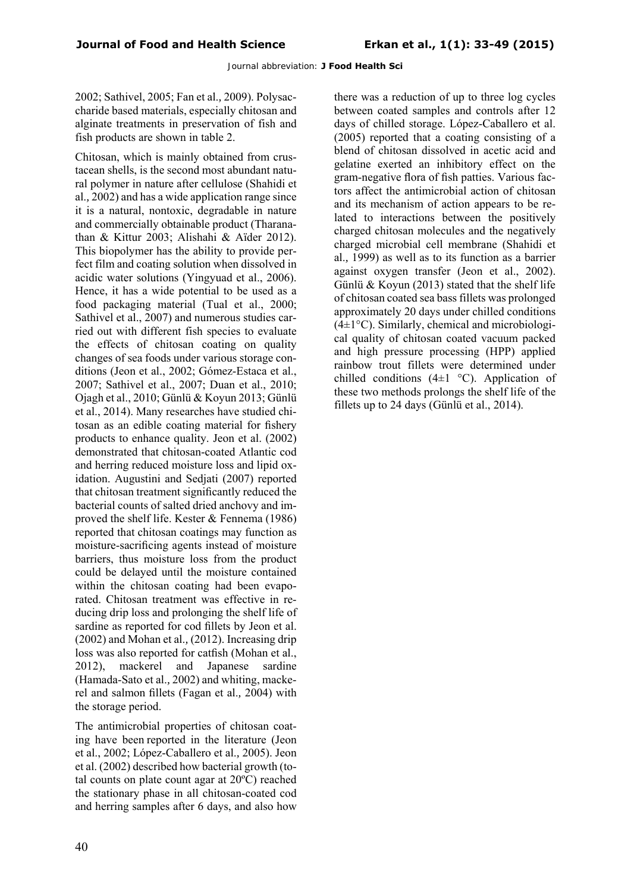2002; Sathivel, 2005; Fan et al., 2009). Polysaccharide based materials, especially chitosan and alginate treatments in preservation of fish and fish products are shown in table 2.

Chitosan, which is mainly obtained from crustacean shells, is the second most abundant natural polymer in nature after cellulose (Shahidi et al., 2002) and has a wide application range since it is a natural, nontoxic, degradable in nature and commercially obtainable product (Tharanathan & Kittur 2003; Alishahi & Aïder 2012). This biopolymer has the ability to provide perfect film and coating solution when dissolved in acidic water solutions (Yingyuad et al., 2006). Hence, it has a wide potential to be used as a food packaging material (Tual et al., 2000; Sathivel et al., 2007) and numerous studies carried out with different fish species to evaluate the effects of chitosan coating on quality changes of sea foods under various storage conditions (Jeon et al., 2002; Gómez-Estaca et al., 2007; Sathivel et al., 2007; Duan et al., 2010; Ojagh et al., 2010; Günlü & Koyun 2013; Günlü et al., 2014). Many researches have studied chitosan as an edible coating material for fishery products to enhance quality. Jeon et al. (2002) demonstrated that chitosan-coated Atlantic cod and herring reduced moisture loss and lipid oxidation. Augustini and Sedjati (2007) reported that chitosan treatment significantly reduced the bacterial counts of salted dried anchovy and improved the shelf life. Kester & Fennema (1986) reported that chitosan coatings may function as moisture-sacrificing agents instead of moisture barriers, thus moisture loss from the product could be delayed until the moisture contained within the chitosan coating had been evaporated. Chitosan treatment was effective in reducing drip loss and prolonging the shelf life of sardine as reported for cod fillets by Jeon et al. (2002) and Mohan et al., (2012). Increasing drip loss was also reported for catfish (Mohan et al., 2012), mackerel and Japanese sardine (Hamada-Sato et al., 2002) and whiting, mackerel and salmon fillets (Fagan et al., 2004) with the storage period.

The antimicrobial properties of chitosan coating have been reported in the literature (Jeon et al., 2002; López-Caballero et al., 2005). Jeon et al. (2002) described how bacterial growth (total counts on plate count agar at 20ºC) reached the stationary phase in all chitosan-coated cod and herring samples after 6 days, and also how there was a reduction of up to three log cycles between coated samples and controls after 12 days of chilled storage. López-Caballero et al. (2005) reported that a coating consisting of a blend of chitosan dissolved in acetic acid and gelatine exerted an inhibitory effect on the gram-negative flora of fish patties. Various factors affect the antimicrobial action of chitosan and its mechanism of action appears to be related to interactions between the positively charged chitosan molecules and the negatively charged microbial cell membrane (Shahidi et al., 1999) as well as to its function as a barrier against oxygen transfer (Jeon et al., 2002). Günlü & Koyun (2013) stated that the shelf life of chitosan coated sea bass fillets was prolonged approximately 20 days under chilled conditions ($4\pm1$°C). Similarly, chemical and microbiological quality of chitosan coated vacuum packed and high pressure processing (HPP) applied rainbow trout fillets were determined under chilled conditions ($4\pm1$ °C). Application of these two methods prolongs the shelf life of the fillets up to 24 days (Günlü et al., 2014).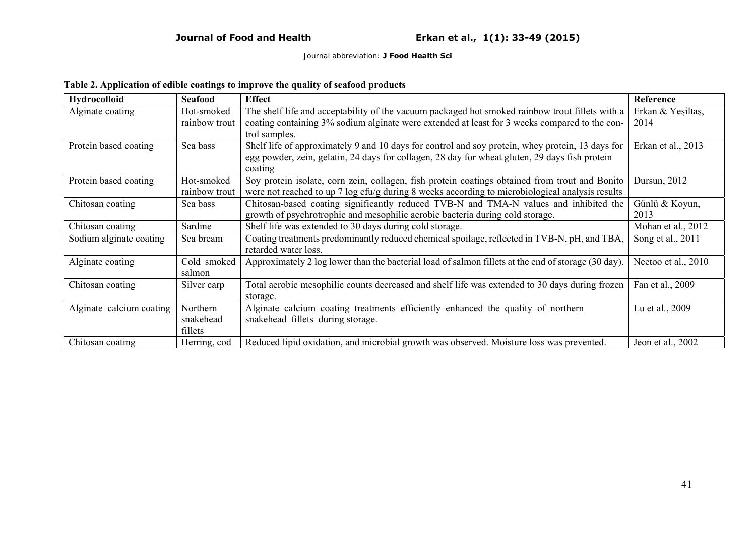**Table 2. Application of edible coatings to improve the quality of seafood products**

| Hydrocolloid | Seafood | Effect | Reference |
|---|---|---|---|
| Alginate coating | Hot-smoked rainbow trout | The shelf life and acceptability of the vacuum packaged hot smoked rainbow trout fillets with a coating containing 3% sodium alginate were extended at least for 3 weeks compared to the control samples. | Erkan & Yeşiltaş, 2014 |
| Protein based coating | Sea bass | Shelf life of approximately 9 and 10 days for control and soy protein, whey protein, 13 days for egg powder, zein, gelatin, 24 days for collagen, 28 day for wheat gluten, 29 days fish protein coating | Erkan et al., 2013 |
| Protein based coating | Hot-smoked rainbow trout | Soy protein isolate, corn zein, collagen, fish protein coatings obtained from trout and Bonito were not reached to up 7 log cfu/g during 8 weeks according to microbiological analysis results | Dursun, 2012 |
| Chitosan coating | Sea bass | Chitosan-based coating significantly reduced TVB-N and TMA-N values and inhibited the growth of psychrotrophic and mesophilic aerobic bacteria during cold storage. | Günlü & Koyun, 2013 |
| Chitosan coating | Sardine | Shelf life was extended to 30 days during cold storage. | Mohan et al., 2012 |
| Sodium alginate coating | Sea bream | Coating treatments predominantly reduced chemical spoilage, reflected in TVB-N, pH, and TBA, retarded water loss. | Song et al., 2011 |
| Alginate coating | Cold smoked salmon | Approximately 2 log lower than the bacterial load of salmon fillets at the end of storage (30 day). | Neetoo et al., 2010 |
| Chitosan coating | Silver carp | Total aerobic mesophilic counts decreased and shelf life was extended to 30 days during frozen storage. | Fan et al., 2009 |
| Alginate–calcium coating | Northern snakehead fillets | Alginate–calcium coating treatments efficiently enhanced the quality of northern snakehead fillets during storage. | Lu et al., 2009 |
| Chitosan coating | Herring, cod | Reduced lipid oxidation, and microbial growth was observed. Moisture loss was prevented. | Jeon et al., 2002 |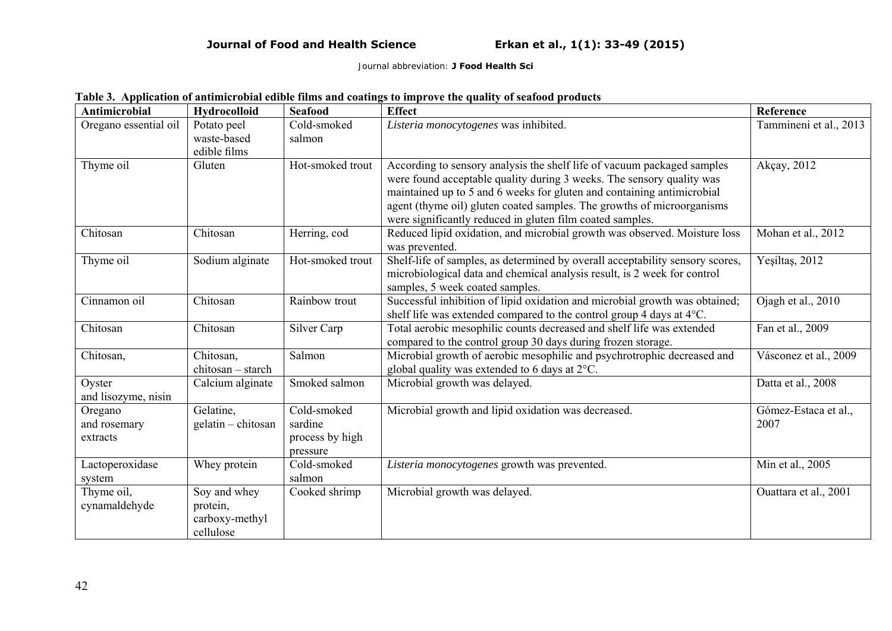**Table 3. Application of antimicrobial edible films and coatings to improve the quality of seafood products**

| Antimicrobial | Hydrocolloid | Seafood | Effect | Reference |
|---|---|---|---|---|
| Oregano essential oil | Potato peel waste-based edible films | Cold-smoked salmon | *Listeria monocytogenes* was inhibited. | Tammineni et al., 2013 |
| Thyme oil | Gluten | Hot-smoked trout | According to sensory analysis the shelf life of vacuum packaged samples were found acceptable quality during 3 weeks. The sensory quality was maintained up to 5 and 6 weeks for gluten and containing antimicrobial agent (thyme oil) gluten coated samples. The growths of microorganisms were significantly reduced in gluten film coated samples. | Akçay, 2012 |
| Chitosan | Chitosan | Herring, cod | Reduced lipid oxidation, and microbial growth was observed. Moisture loss was prevented. | Mohan et al., 2012 |
| Thyme oil | Sodium alginate | Hot-smoked trout | Shelf-life of samples, as determined by overall acceptability sensory scores, microbiological data and chemical analysis result, is 2 week for control samples, 5 week coated samples. | Yeşiltaş, 2012 |
| Cinnamon oil | Chitosan | Rainbow trout | Successful inhibition of lipid oxidation and microbial growth was obtained; shelf life was extended compared to the control group 4 days at 4°C. | Ojagh et al., 2010 |
| Chitosan | Chitosan | Silver Carp | Total aerobic mesophilic counts decreased and shelf life was extended compared to the control group 30 days during frozen storage. | Fan et al., 2009 |
| Chitosan, | Chitosan, chitosan – starch | Salmon | Microbial growth of aerobic mesophilic and psychrotrophic decreased and global quality was extended to 6 days at 2°C. | Vásconez et al., 2009 |
| Oyster and lisozyme, nisin | Calcium alginate | Smoked salmon | Microbial growth was delayed. | Datta et al., 2008 |
| Oregano and rosemary extracts | Gelatine, gelatin – chitosan | Cold-smoked sardine process by high pressure | Microbial growth and lipid oxidation was decreased. | Gómez-Estaca et al., 2007 |
| Lactoperoxidase system | Whey protein | Cold-smoked salmon | *Listeria monocytogenes* growth was prevented. | Min et al., 2005 |
| Thyme oil, cynamaldehyde | Soy and whey protein, carboxy-methyl cellulose | Cooked shrimp | Microbial growth was delayed. | Ouattara et al., 2001 |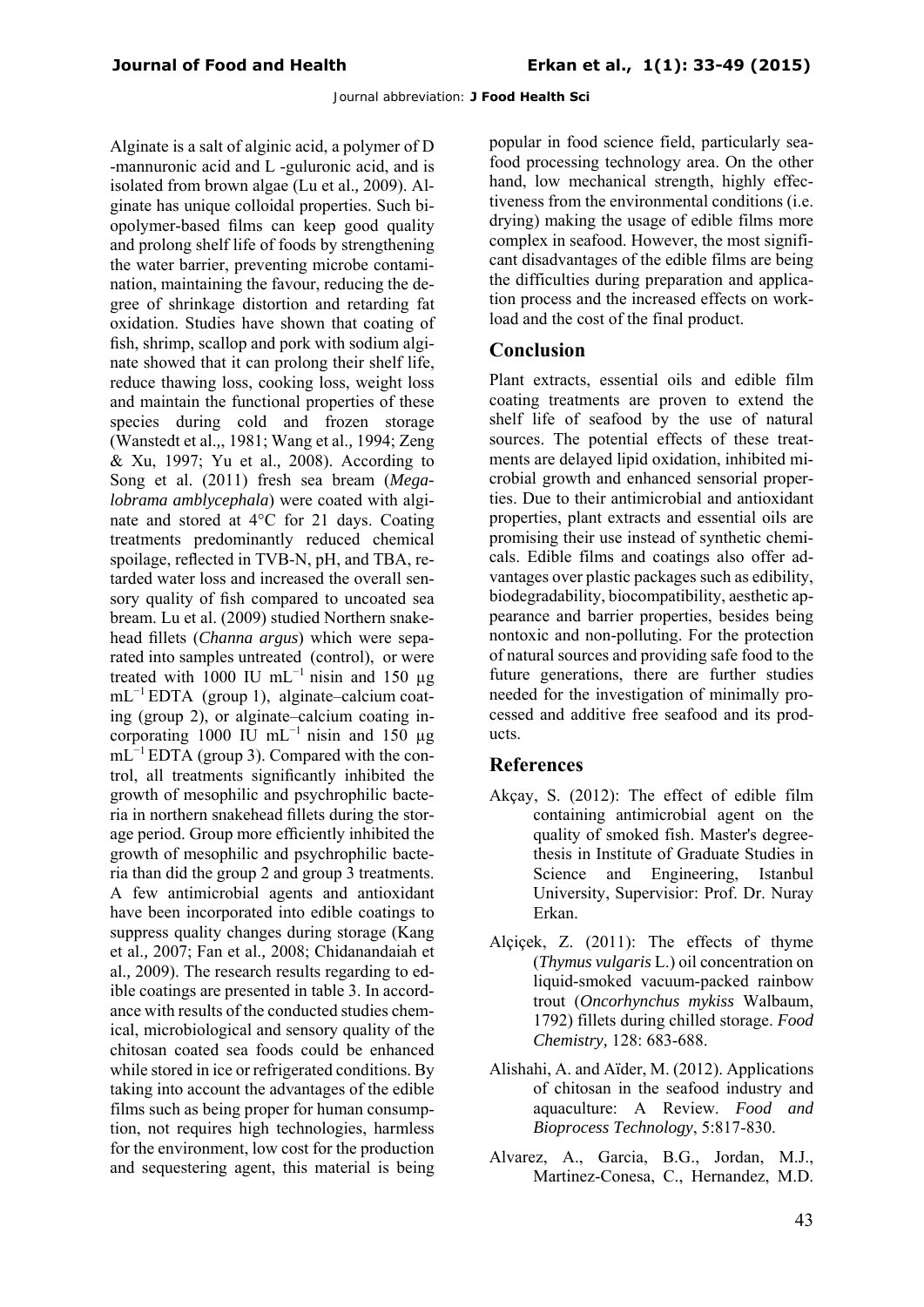Alginate is a salt of alginic acid, a polymer of D -mannuronic acid and L -guluronic acid, and is isolated from brown algae (Lu et al., 2009). Alginate has unique colloidal properties. Such biopolymer-based films can keep good quality and prolong shelf life of foods by strengthening the water barrier, preventing microbe contamination, maintaining the favour, reducing the degree of shrinkage distortion and retarding fat oxidation. Studies have shown that coating of fish, shrimp, scallop and pork with sodium alginate showed that it can prolong their shelf life, reduce thawing loss, cooking loss, weight loss and maintain the functional properties of these species during cold and frozen storage (Wanstedt et al.,, 1981; Wang et al., 1994; Zeng & Xu, 1997; Yu et al., 2008). According to Song et al. (2011) fresh sea bream (*Megalobrama amblycephala*) were coated with alginate and stored at 4°C for 21 days. Coating treatments predominantly reduced chemical spoilage, reflected in TVB-N, pH, and TBA, retarded water loss and increased the overall sensory quality of fish compared to uncoated sea bream. Lu et al. (2009) studied Northern snakehead fillets (*Channa argus*) which were separated into samples untreated (control), or were treated with 1000 IU $mL^{-1}$ nisin and 150 μg $mL^{-1}$ EDTA (group 1), alginate–calcium coating (group 2), or alginate–calcium coating incorporating 1000 IU $mL^{-1}$ nisin and 150 μg $mL^{-1}$ EDTA (group 3). Compared with the control, all treatments significantly inhibited the growth of mesophilic and psychrophilic bacteria in northern snakehead fillets during the storage period. Group more efficiently inhibited the growth of mesophilic and psychrophilic bacteria than did the group 2 and group 3 treatments. A few antimicrobial agents and antioxidant have been incorporated into edible coatings to suppress quality changes during storage (Kang et al., 2007; Fan et al., 2008; Chidanandaiah et al., 2009). The research results regarding to edible coatings are presented in table 3. In accordance with results of the conducted studies chemical, microbiological and sensory quality of the chitosan coated sea foods could be enhanced while stored in ice or refrigerated conditions. By taking into account the advantages of the edible films such as being proper for human consumption, not requires high technologies, harmless for the environment, low cost for the production and sequestering agent, this material is being popular in food science field, particularly seafood processing technology area. On the other hand, low mechanical strength, highly effectiveness from the environmental conditions (i.e. drying) making the usage of edible films more complex in seafood. However, the most significant disadvantages of the edible films are being the difficulties during preparation and application process and the increased effects on workload and the cost of the final product.

## Conclusion

Plant extracts, essential oils and edible film coating treatments are proven to extend the shelf life of seafood by the use of natural sources. The potential effects of these treatments are delayed lipid oxidation, inhibited microbial growth and enhanced sensorial properties. Due to their antimicrobial and antioxidant properties, plant extracts and essential oils are promising their use instead of synthetic chemicals. Edible films and coatings also offer advantages over plastic packages such as edibility, biodegradability, biocompatibility, aesthetic appearance and barrier properties, besides being nontoxic and non-polluting. For the protection of natural sources and providing safe food to the future generations, there are further studies needed for the investigation of minimally processed and additive free seafood and its products.

## References

Akçay, S. (2012): The effect of edible film containing antimicrobial agent on the quality of smoked fish. Master's degree-thesis in Institute of Graduate Studies in Science and Engineering, Istanbul University, Supervisior: Prof. Dr. Nuray Erkan.

Alçiçek, Z. (2011): The effects of thyme (*Thymus vulgaris* L.) oil concentration on liquid-smoked vacuum-packed rainbow trout (*Oncorhynchus mykiss* Walbaum, 1792) fillets during chilled storage. *Food Chemistry,* 128: 683-688.

Alishahi, A. and Aïder, M. (2012). Applications of chitosan in the seafood industry and aquaculture: A Review. *Food and Bioprocess Technology*, 5:817-830.

Alvarez, A., Garcia, B.G., Jordan, M.J., Martinez-Conesa, C., Hernandez, M.D.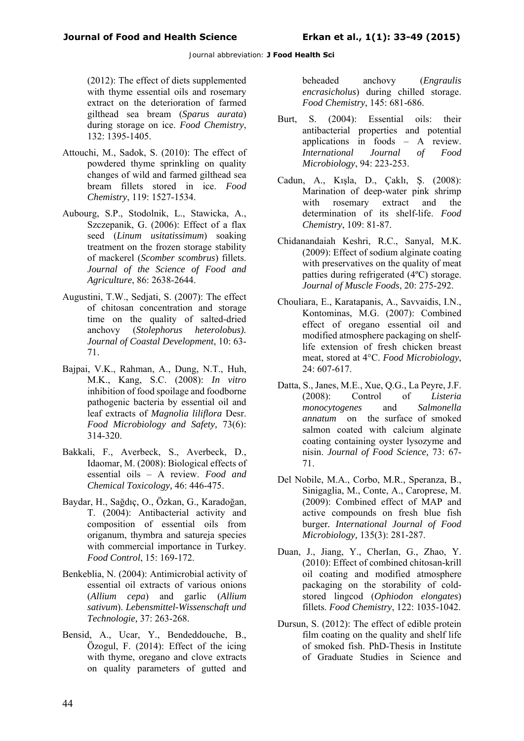(2012): The effect of diets supplemented with thyme essential oils and rosemary extract on the deterioration of farmed gilthead sea bream (*Sparus aurata*) during storage on ice. *Food Chemistry*, 132: 1395-1405.

Attouchi, M., Sadok, S. (2010): The effect of powdered thyme sprinkling on quality changes of wild and farmed gilthead sea bream fillets stored in ice. *Food Chemistry*, 119: 1527-1534.

Aubourg, S.P., Stodolnik, L., Stawicka, A., Szczepanik, G. (2006): Effect of a flax seed (*Linum usitatissimum*) soaking treatment on the frozen storage stability of mackerel (*Scomber scombrus*) fillets. *Journal of the Science of Food and Agriculture*, 86: 2638-2644.

Augustini, T.W., Sedjati, S. (2007): The effect of chitosan concentration and storage time on the quality of salted-dried anchovy (*Stolephorus heterolobus). Journal of Coastal Development*, 10: 63-71.

Bajpai, V.K., Rahman, A., Dung, N.T., Huh, M.K., Kang, S.C. (2008): *In vitro* inhibition of food spoilage and foodborne pathogenic bacteria by essential oil and leaf extracts of *Magnolia liliflora* Desr. *Food Microbiology and Safety,* 73(6): 314-320.

Bakkali, F., Averbeck, S., Averbeck, D., Idaomar, M. (2008): Biological effects of essential oils – A review. *Food and Chemical Toxicology,* 46: 446-475.

Baydar, H., Sağdıç, O., Özkan, G., Karadoğan, T. (2004): Antibacterial activity and composition of essential oils from origanum, thymbra and satureja species with commercial importance in Turkey. *Food Control*, 15: 169-172.

Benkeblia, N. (2004): Antimicrobial activity of essential oil extracts of various onions (*Allium cepa*) and garlic (*Allium sativum*). *Lebensmittel-Wissenschaft und Technologie,* 37: 263-268.

Bensid, A., Ucar, Y., Bendeddouche, B., Özogul, F. (2014): Effect of the icing with thyme, oregano and clove extracts on quality parameters of gutted and beheaded anchovy (*Engraulis encrasicholus*) during chilled storage. *Food Chemistry*, 145: 681-686.

Burt, S. (2004): Essential oils: their antibacterial properties and potential applications in foods – A review. *International Journal of Food Microbiology*, 94: 223-253.

Cadun, A., Kışla, D., Çaklı, Ş. (2008): Marination of deep-water pink shrimp with rosemary extract and the determination of its shelf-life. *Food Chemistry*, 109: 81-87.

Chidanandaiah Keshri, R.C., Sanyal, M.K. (2009): Effect of sodium alginate coating with preservatives on the quality of meat patties during refrigerated (4ºC) storage. *Journal of Muscle Foods*, 20: 275-292.

Chouliara, E., Karatapanis, A., Savvaidis, I.N., Kontominas, M.G. (2007): Combined effect of oregano essential oil and modified atmosphere packaging on shelf-life extension of fresh chicken breast meat, stored at 4°C. *Food Microbiology*, 24: 607-617.

Datta, S., Janes, M.E., Xue, Q.G., La Peyre, J.F. (2008): Control of *Listeria monocytogenes* and *Salmonella annatum* on the surface of smoked salmon coated with calcium alginate coating containing oyster lysozyme and nisin. *Journal of Food Science,* 73: 67-71.

Del Nobile, M.A., Corbo, M.R., Speranza, B., Sinigaglia, M., Conte, A., Caroprese, M. (2009): Combined effect of MAP and active compounds on fresh blue fish burger*. International Journal of Food Microbiology,* 135(3): 281-287.

Duan, J., Jiang, Y., CherIan, G., Zhao, Y. (2010): Effect of combined chitosan-krill oil coating and modified atmosphere packaging on the storability of cold-stored lingcod (*Ophiodon elongates*) fillets. *Food Chemistry*, 122: 1035-1042.

Dursun, S. (2012): The effect of edible protein film coating on the quality and shelf life of smoked fish. PhD-Thesis in Institute of Graduate Studies in Science and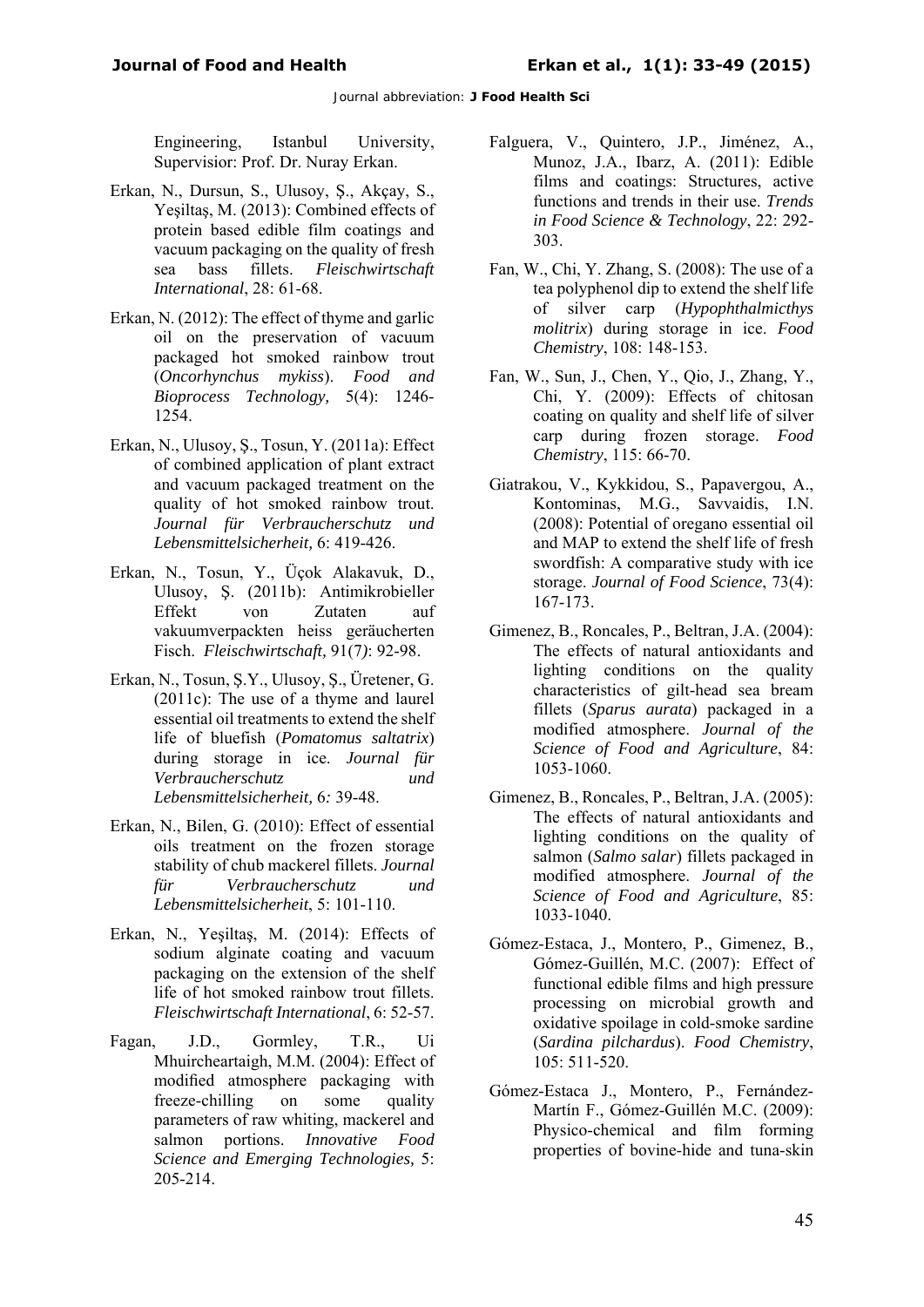Engineering, Istanbul University, Supervisior: Prof. Dr. Nuray Erkan.

Erkan, N., Dursun, S., Ulusoy, Ş., Akçay, S., Yeşiltaş, M. (2013): Combined effects of protein based edible film coatings and vacuum packaging on the quality of fresh sea bass fillets. *Fleischwirtschaft International*, 28: 61-68.

Erkan, N. (2012): The effect of thyme and garlic oil on the preservation of vacuum packaged hot smoked rainbow trout (*Oncorhynchus mykiss*). *Food and Bioprocess Technology,* 5(4): 1246-1254.

Erkan, N., Ulusoy, Ş., Tosun, Y. (2011a): Effect of combined application of plant extract and vacuum packaged treatment on the quality of hot smoked rainbow trout. *Journal für Verbraucherschutz und Lebensmittelsicherheit,* 6: 419-426.

Erkan, N., Tosun, Y., Üçok Alakavuk, D., Ulusoy, Ş. (2011b): Antimikrobieller Effekt von Zutaten auf vakuumverpackten heiss geräucherten Fisch. *Fleischwirtschaft,* 91(7): 92-98.

Erkan, N., Tosun, Ş.Y., Ulusoy, Ş., Üretener, G. (2011c): The use of a thyme and laurel essential oil treatments to extend the shelf life of bluefish (*Pomatomus saltatrix*) during storage in ice. *Journal für Verbraucherschutz und Lebensmittelsicherheit,* 6*:* 39-48.

Erkan, N., Bilen, G. (2010): Effect of essential oils treatment on the frozen storage stability of chub mackerel fillets. *Journal für Verbraucherschutz und Lebensmittelsicherheit*, 5: 101-110.

Erkan, N., Yeşiltaş, M. (2014): Effects of sodium alginate coating and vacuum packaging on the extension of the shelf life of hot smoked rainbow trout fillets. *Fleischwirtschaft International*, 6: 52-57.

Fagan, J.D., Gormley, T.R., Ui Mhuircheartaigh, M.M. (2004): Effect of modified atmosphere packaging with freeze-chilling on some quality parameters of raw whiting, mackerel and salmon portions. *Innovative Food Science and Emerging Technologies,* 5: 205-214.

Falguera, V., Quintero, J.P., Jiménez, A., Munoz, J.A., Ibarz, A. (2011): Edible films and coatings: Structures, active functions and trends in their use. *Trends in Food Science & Technology*, 22: 292-303.

Fan, W., Chi, Y. Zhang, S. (2008): The use of a tea polyphenol dip to extend the shelf life of silver carp (*Hypophthalmicthys molitrix*) during storage in ice. *Food Chemistry*, 108: 148-153.

Fan, W., Sun, J., Chen, Y., Qio, J., Zhang, Y., Chi, Y. (2009): Effects of chitosan coating on quality and shelf life of silver carp during frozen storage. *Food Chemistry*, 115: 66-70.

Giatrakou, V., Kykkidou, S., Papavergou, A., Kontominas, M.G., Savvaidis, I.N. (2008): Potential of oregano essential oil and MAP to extend the shelf life of fresh swordfish: A comparative study with ice storage. *Journal of Food Science*, 73(4): 167-173.

Gimenez, B., Roncales, P., Beltran, J.A. (2004): The effects of natural antioxidants and lighting conditions on the quality characteristics of gilt-head sea bream fillets (*Sparus aurata*) packaged in a modified atmosphere. *Journal of the Science of Food and Agriculture*, 84: 1053-1060.

Gimenez, B., Roncales, P., Beltran, J.A. (2005): The effects of natural antioxidants and lighting conditions on the quality of salmon (*Salmo salar*) fillets packaged in modified atmosphere. *Journal of the Science of Food and Agriculture*, 85: 1033-1040.

Gómez-Estaca, J., Montero, P., Gimenez, B., Gómez-Guillén, M.C. (2007): Effect of functional edible films and high pressure processing on microbial growth and oxidative spoilage in cold-smoke sardine (*Sardina pilchardus*). *Food Chemistry*, 105: 511-520.

Gómez-Estaca J., Montero, P., Fernández-Martín F., Gómez-Guillén M.C. (2009): Physico-chemical and film forming properties of bovine-hide and tuna-skin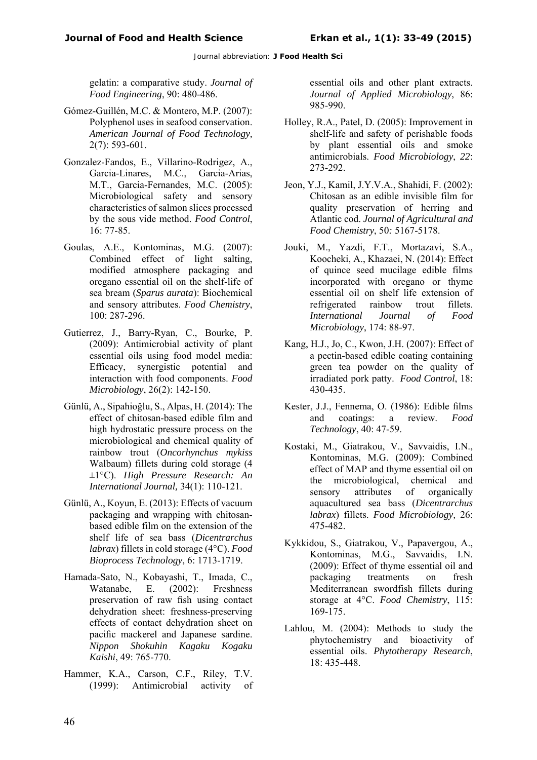gelatin: a comparative study. *Journal of Food Engineering*, 90: 480-486.

Gómez-Guillén, M.C. & Montero, M.P. (2007): Polyphenol uses in seafood conservation. *American Journal of Food Technology,* 2(7): 593-601.

Gonzalez-Fandos, E., Villarino-Rodrigez, A., Garcia-Linares, M.C., Garcia-Arias, M.T., Garcia-Fernandes, M.C. (2005): Microbiological safety and sensory characteristics of salmon slices processed by the sous vide method. *Food Control*, 16: 77-85.

Goulas, A.E., Kontominas, M.G. (2007): Combined effect of light salting, modified atmosphere packaging and oregano essential oil on the shelf-life of sea bream (*Sparus aurata*): Biochemical and sensory attributes. *Food Chemistry*, 100: 287-296.

Gutierrez, J., Barry-Ryan, C., Bourke, P. (2009): Antimicrobial activity of plant essential oils using food model media: Efficacy, synergistic potential and interaction with food components. *Food Microbiology*, 26(2): 142-150.

Günlü, A., Sipahioğlu, S., Alpas, H. (2014): The effect of chitosan-based edible film and high hydrostatic pressure process on the microbiological and chemical quality of rainbow trout (*Oncorhynchus mykiss* Walbaum) fillets during cold storage (4 ±1°C). *High Pressure Research: An International Journal,* 34(1): 110-121.

Günlü, A., Koyun, E. (2013): Effects of vacuum packaging and wrapping with chitosan-based edible film on the extension of the shelf life of sea bass (*Dicentrarchus labrax*) fillets in cold storage (4°C). *Food Bioprocess Technology*, 6: 1713-1719.

Hamada-Sato, N., Kobayashi, T., Imada, C., Watanabe, E. (2002): Freshness preservation of raw fish using contact dehydration sheet: freshness-preserving effects of contact dehydration sheet on pacific mackerel and Japanese sardine. *Nippon Shokuhin Kagaku Kogaku Kaishi*, 49: 765-770.

Hammer, K.A., Carson, C.F., Riley, T.V. (1999): Antimicrobial activity of essential oils and other plant extracts. *Journal of Applied Microbiology*, 86: 985-990.

Holley, R.A., Patel, D. (2005): Improvement in shelf-life and safety of perishable foods by plant essential oils and smoke antimicrobials. *Food Microbiology*, *22*: 273-292.

Jeon, Y.J., Kamil, J.Y.V.A., Shahidi, F. (2002): Chitosan as an edible invisible film for quality preservation of herring and Atlantic cod. *Journal of Agricultural and Food Chemistry*, 50*:* 5167-5178.

Jouki, M., Yazdi, F.T., Mortazavi, S.A., Koocheki, A., Khazaei, N. (2014): Effect of quince seed mucilage edible films incorporated with oregano or thyme essential oil on shelf life extension of refrigerated rainbow trout fillets. *International Journal of Food Microbiology*, 174: 88-97.

Kang, H.J., Jo, C., Kwon, J.H. (2007): Effect of a pectin-based edible coating containing green tea powder on the quality of irradiated pork patty. *Food Control*, 18: 430-435.

Kester, J.J., Fennema, O. (1986): Edible films and coatings: a review. *Food Technology*, 40: 47-59.

Kostaki, M., Giatrakou, V., Savvaidis, I.N., Kontominas, M.G. (2009): Combined effect of MAP and thyme essential oil on the microbiological, chemical and sensory attributes of organically aquacultured sea bass (*Dicentrarchus labrax*) fillets. *Food Microbiology,* 26: 475-482.

Kykkidou, S., Giatrakou, V., Papavergou, A., Kontominas, M.G., Savvaidis, I.N. (2009): Effect of thyme essential oil and packaging treatments on fresh Mediterranean swordfish fillets during storage at 4°C. *Food Chemistry*, 115: 169-175.

Lahlou, M. (2004): Methods to study the phytochemistry and bioactivity of essential oils. *Phytotherapy Research*, 18: 435-448.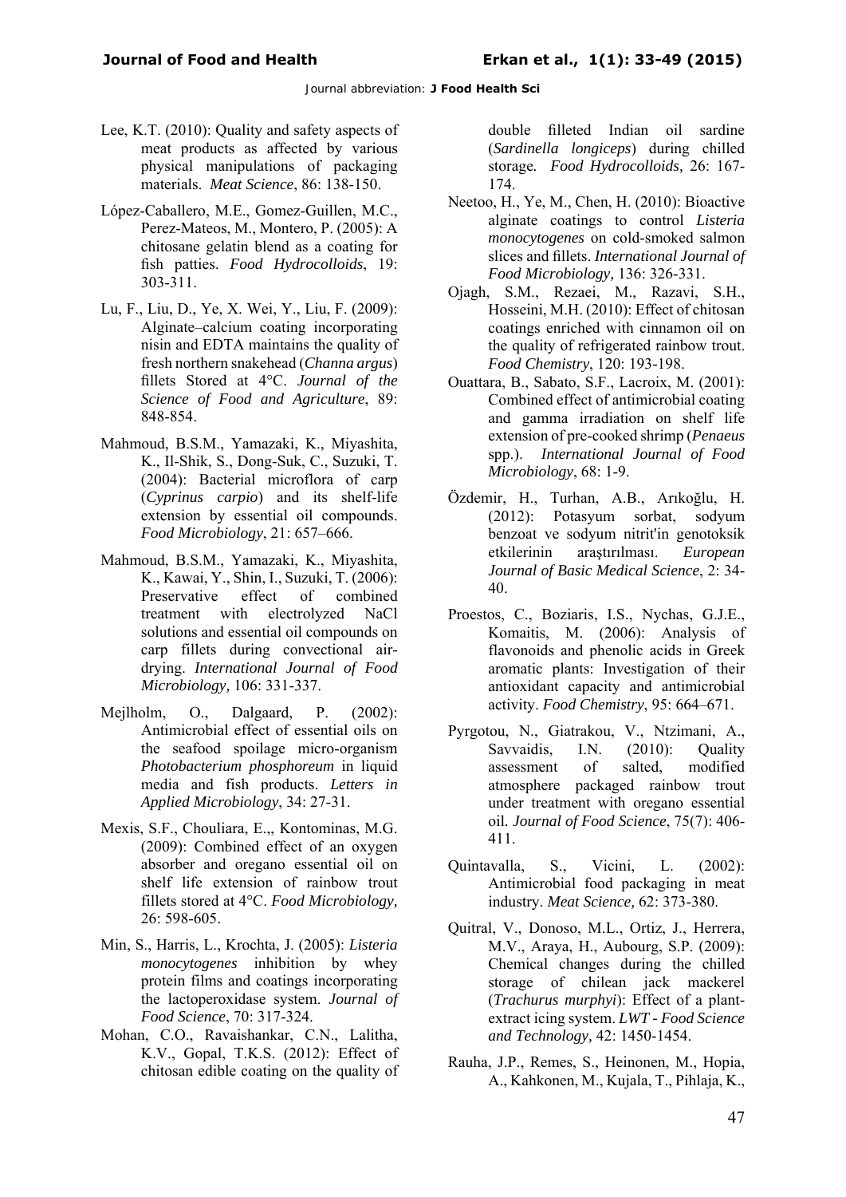Lee, K.T. (2010): Quality and safety aspects of meat products as affected by various physical manipulations of packaging materials. *Meat Science*, 86: 138-150.

López-Caballero, M.E., Gomez-Guillen, M.C., Perez-Mateos, M., Montero, P. (2005): A chitosane gelatin blend as a coating for fish patties. *Food Hydrocolloids*, 19: 303-311.

Lu, F., Liu, D., Ye, X. Wei, Y., Liu, F. (2009): Alginate–calcium coating incorporating nisin and EDTA maintains the quality of fresh northern snakehead (*Channa argus*) fillets Stored at 4°C. *Journal of the Science of Food and Agriculture*, 89: 848-854.

Mahmoud, B.S.M., Yamazaki, K., Miyashita, K., Il-Shik, S., Dong-Suk, C., Suzuki, T. (2004): Bacterial microflora of carp (*Cyprinus carpio*) and its shelf-life extension by essential oil compounds. *Food Microbiology*, 21: 657–666.

Mahmoud, B.S.M., Yamazaki, K., Miyashita, K., Kawai, Y., Shin, I., Suzuki, T. (2006): Preservative effect of combined treatment with electrolyzed NaCl solutions and essential oil compounds on carp fillets during convectional air-drying. *International Journal of Food Microbiology,* 106: 331-337.

Mejlholm, O., Dalgaard, P. (2002): Antimicrobial effect of essential oils on the seafood spoilage micro-organism *Photobacterium phosphoreum* in liquid media and fish products. *Letters in Applied Microbiology*, 34: 27-31.

Mexis, S.F., Chouliara, E.,, Kontominas, M.G. (2009): Combined effect of an oxygen absorber and oregano essential oil on shelf life extension of rainbow trout fillets stored at 4°C. *Food Microbiology,* 26: 598-605.

Min, S., Harris, L., Krochta, J. (2005): *Listeria monocytogenes* inhibition by whey protein films and coatings incorporating the lactoperoxidase system. *Journal of Food Science*, 70: 317-324.

Mohan, C.O., Ravaishankar, C.N., Lalitha, K.V., Gopal, T.K.S. (2012): Effect of chitosan edible coating on the quality of double filleted Indian oil sardine (*Sardinella longiceps*) during chilled storage. *Food Hydrocolloids,* 26: 167-174.

Neetoo, H., Ye, M., Chen, H. (2010): Bioactive alginate coatings to control *Listeria monocytogenes* on cold-smoked salmon slices and fillets. *International Journal of Food Microbiology,* 136: 326-331.

Ojagh, S.M., Rezaei, M., Razavi, S.H., Hosseini, M.H. (2010): Effect of chitosan coatings enriched with cinnamon oil on the quality of refrigerated rainbow trout. *Food Chemistry*, 120: 193-198.

Ouattara, B., Sabato, S.F., Lacroix, M. (2001): Combined effect of antimicrobial coating and gamma irradiation on shelf life extension of pre-cooked shrimp (*Penaeus* spp.). *International Journal of Food Microbiology*, 68: 1-9.

Özdemir, H., Turhan, A.B., Arıkoğlu, H. (2012): Potasyum sorbat, sodyum benzoat ve sodyum nitrit'in genotoksik etkilerinin araştırılması. *European Journal of Basic Medical Science*, 2: 34-40.

Proestos, C., Boziaris, I.S., Nychas, G.J.E., Komaitis, M. (2006): Analysis of flavonoids and phenolic acids in Greek aromatic plants: Investigation of their antioxidant capacity and antimicrobial activity. *Food Chemistry*, 95: 664–671.

Pyrgotou, N., Giatrakou, V., Ntzimani, A., Savvaidis, I.N. (2010): Quality assessment of salted, modified atmosphere packaged rainbow trout under treatment with oregano essential oil. *Journal of Food Science*, 75(7): 406-411.

Quintavalla, S., Vicini, L. (2002): Antimicrobial food packaging in meat industry. *Meat Science,* 62: 373-380.

Quitral, V., Donoso, M.L., Ortiz, J., Herrera, M.V., Araya, H., Aubourg, S.P. (2009): Chemical changes during the chilled storage of chilean jack mackerel (*Trachurus murphyi*): Effect of a plant-extract icing system. *LWT - Food Science and Technology,* 42: 1450-1454.

Rauha, J.P., Remes, S., Heinonen, M., Hopia, A., Kahkonen, M., Kujala, T., Pihlaja, K.,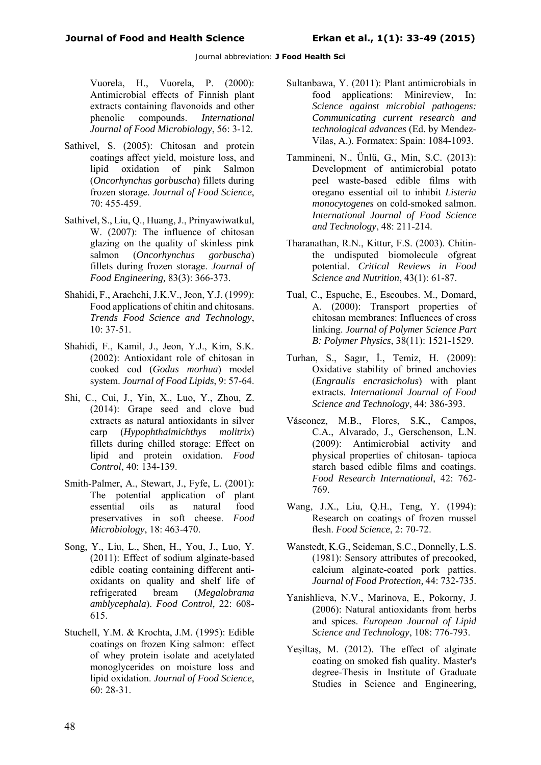Vuorela, H., Vuorela, P. (2000): Antimicrobial effects of Finnish plant extracts containing flavonoids and other phenolic compounds. *International Journal of Food Microbiology*, 56: 3-12.

Sathivel, S. (2005): Chitosan and protein coatings affect yield, moisture loss, and lipid oxidation of pink Salmon (*Oncorhynchus gorbuscha*) fillets during frozen storage. *Journal of Food Science*, 70: 455-459.

Sathivel, S., Liu, Q., Huang, J., Prinyawiwatkul, W. (2007): The influence of chitosan glazing on the quality of skinless pink salmon (*Oncorhynchus gorbuscha*) fillets during frozen storage. *Journal of Food Engineering,* 83(3): 366-373.

Shahidi, F., Arachchi, J.K.V., Jeon, Y.J. (1999): Food applications of chitin and chitosans. *Trends Food Science and Technology*, 10: 37-51.

Shahidi, F., Kamil, J., Jeon, Y.J., Kim, S.K. (2002): Antioxidant role of chitosan in cooked cod (*Godus morhua*) model system. *Journal of Food Lipids*, 9: 57-64.

Shi, C., Cui, J., Yin, X., Luo, Y., Zhou, Z. (2014): Grape seed and clove bud extracts as natural antioxidants in silver carp (*Hypophthalmichthys molitrix*) fillets during chilled storage: Effect on lipid and protein oxidation. *Food Control*, 40: 134-139.

Smith-Palmer, A., Stewart, J., Fyfe, L. (2001): The potential application of plant essential oils as natural food preservatives in soft cheese. *Food Microbiology*, 18: 463-470.

Song, Y., Liu, L., Shen, H., You, J., Luo, Y. (2011): Effect of sodium alginate-based edible coating containing different anti-oxidants on quality and shelf life of refrigerated bream (*Megalobrama amblycephala*). *Food Control,* 22: 608-615.

Stuchell, Y.M. & Krochta, J.M. (1995): Edible coatings on frozen King salmon: effect of whey protein isolate and acetylated monoglycerides on moisture loss and lipid oxidation. *Journal of Food Science*, 60: 28-31.

Sultanbawa, Y. (2011): Plant antimicrobials in food applications: Minireview, In: *Science against microbial pathogens: Communicating current research and technological advances* (Ed. by Mendez-Vilas, A.). Formatex: Spain: 1084-1093.

Tammineni, N., Ünlü, G., Min, S.C. (2013): Development of antimicrobial potato peel waste-based edible films with oregano essential oil to inhibit *Listeria monocytogenes* on cold-smoked salmon. *International Journal of Food Science and Technology*, 48: 211-214.

Tharanathan, R.N., Kittur, F.S. (2003). Chitin-the undisputed biomolecule ofgreat potential. *Critical Reviews in Food Science and Nutrition*, 43(1): 61-87.

Tual, C., Espuche, E., Escoubes. M., Domard, A. (2000): Transport properties of chitosan membranes: Influences of cross linking. *Journal of Polymer Science Part B: Polymer Physics*, 38(11): 1521-1529.

Turhan, S., Sagır, İ., Temiz, H. (2009): Oxidative stability of brined anchovies (*Engraulis encrasicholus*) with plant extracts. *International Journal of Food Science and Technology*, 44: 386-393.

Vásconez, M.B., Flores, S.K., Campos, C.A., Alvarado, J., Gerschenson, L.N. (2009): Antimicrobial activity and physical properties of chitosan- tapioca starch based edible films and coatings. *Food Research International*, 42: 762-769.

Wang, J.X., Liu, Q.H., Teng, Y. (1994): Research on coatings of frozen mussel flesh. *Food Science*, 2: 70-72.

Wanstedt, K.G., Seideman, S.C., Donnelly, L.S. (1981): Sensory attributes of precooked, calcium alginate-coated pork patties. *Journal of Food Protection,* 44: 732-735.

Yanishlieva, N.V., Marinova, E., Pokorny, J. (2006): Natural antioxidants from herbs and spices. *European Journal of Lipid Science and Technology*, 108: 776-793.

Yeşiltaş, M. (2012). The effect of alginate coating on smoked fish quality. Master's degree-Thesis in Institute of Graduate Studies in Science and Engineering,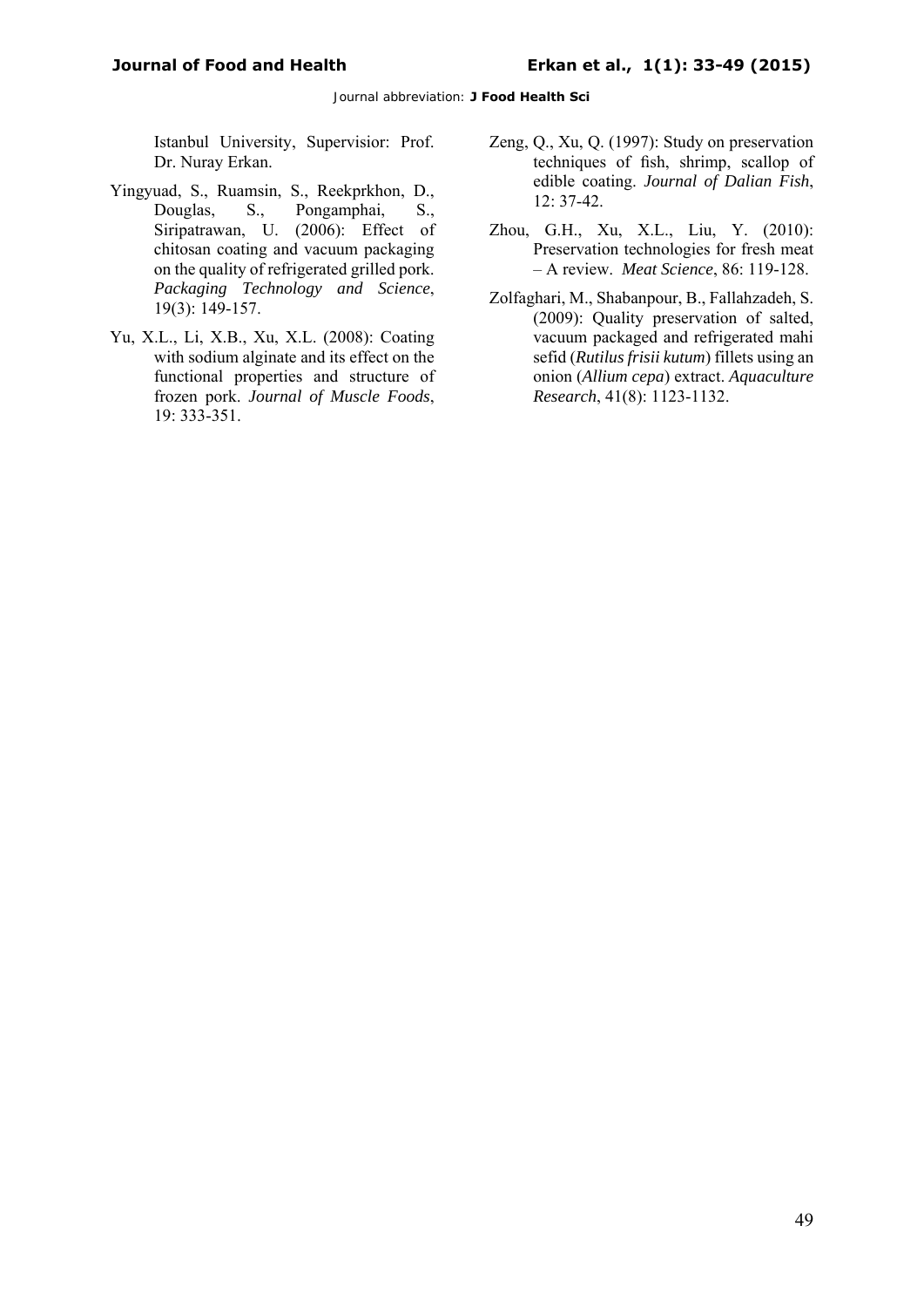Istanbul University, Supervisior: Prof. Dr. Nuray Erkan.

Yingyuad, S., Ruamsin, S., Reekprkhon, D., Douglas, S., Pongamphai, S., Siripatrawan, U. (2006): Effect of chitosan coating and vacuum packaging on the quality of refrigerated grilled pork. *Packaging Technology and Science*, 19(3): 149-157.

Yu, X.L., Li, X.B., Xu, X.L. (2008): Coating with sodium alginate and its effect on the functional properties and structure of frozen pork. *Journal of Muscle Foods*, 19: 333-351.

Zeng, Q., Xu, Q. (1997): Study on preservation techniques of fish, shrimp, scallop of edible coating. *Journal of Dalian Fish*, 12: 37-42.

Zhou, G.H., Xu, X.L., Liu, Y. (2010): Preservation technologies for fresh meat – A review. *Meat Science*, 86: 119-128.

Zolfaghari, M., Shabanpour, B., Fallahzadeh, S. (2009): Quality preservation of salted, vacuum packaged and refrigerated mahi sefid (*Rutilus frisii kutum*) fillets using an onion (*Allium cepa*) extract. *Aquaculture Research*, 41(8): 1123-1132.